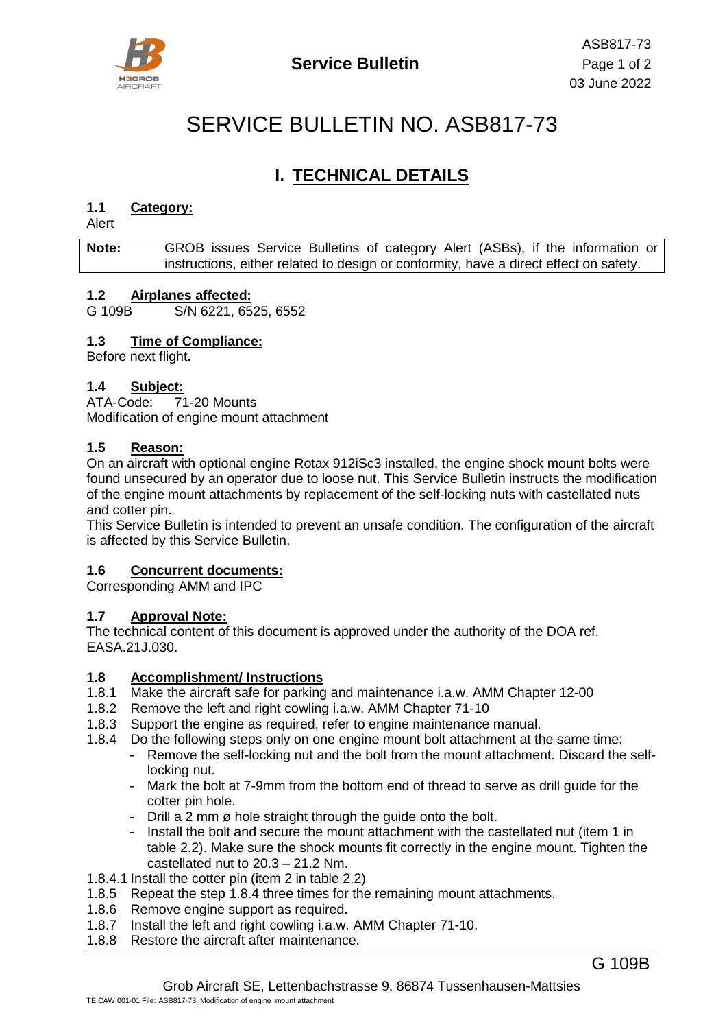# SERVICE BULLETIN NO. ASB817-73

## I. TECHNICAL DETAILS

### 1.1 Category:

Alert

| **Note:** | GROB issues Service Bulletins of category Alert (ASBs), if the information or instructions, either related to design or conformity, have a direct effect on safety. |
|---|---|

### 1.2 Airplanes affected:

G 109B S/N 6221, 6525, 6552

### 1.3 Time of Compliance:

Before next flight.

### 1.4 Subject:

ATA-Code: 71-20 Mounts
Modification of engine mount attachment

### 1.5 Reason:

On an aircraft with optional engine Rotax 912iSc3 installed, the engine shock mount bolts were found unsecured by an operator due to loose nut. This Service Bulletin instructs the modification of the engine mount attachments by replacement of the self-locking nuts with castellated nuts and cotter pin.

This Service Bulletin is intended to prevent an unsafe condition. The configuration of the aircraft is affected by this Service Bulletin.

### 1.6 Concurrent documents:

Corresponding AMM and IPC

### 1.7 Approval Note:

The technical content of this document is approved under the authority of the DOA ref. EASA.21J.030.

### 1.8 Accomplishment/ Instructions

1.8.1 Make the aircraft safe for parking and maintenance i.a.w. AMM Chapter 12-00
1.8.2 Remove the left and right cowling i.a.w. AMM Chapter 71-10
1.8.3 Support the engine as required, refer to engine maintenance manual.
1.8.4 Do the following steps only on one engine mount bolt attachment at the same time:

- Remove the self-locking nut and the bolt from the mount attachment. Discard the self-locking nut.
- Mark the bolt at 7-9mm from the bottom end of thread to serve as drill guide for the cotter pin hole.
- Drill a 2 mm ø hole straight through the guide onto the bolt.
- Install the bolt and secure the mount attachment with the castellated nut (item 1 in table 2.2). Make sure the shock mounts fit correctly in the engine mount. Tighten the castellated nut to 20.3 – 21.2 Nm.

1.8.4.1 Install the cotter pin (item 2 in table 2.2)
1.8.5 Repeat the step 1.8.4 three times for the remaining mount attachments.
1.8.6 Remove engine support as required.
1.8.7 Install the left and right cowling i.a.w. AMM Chapter 71-10.
1.8.8 Restore the aircraft after maintenance.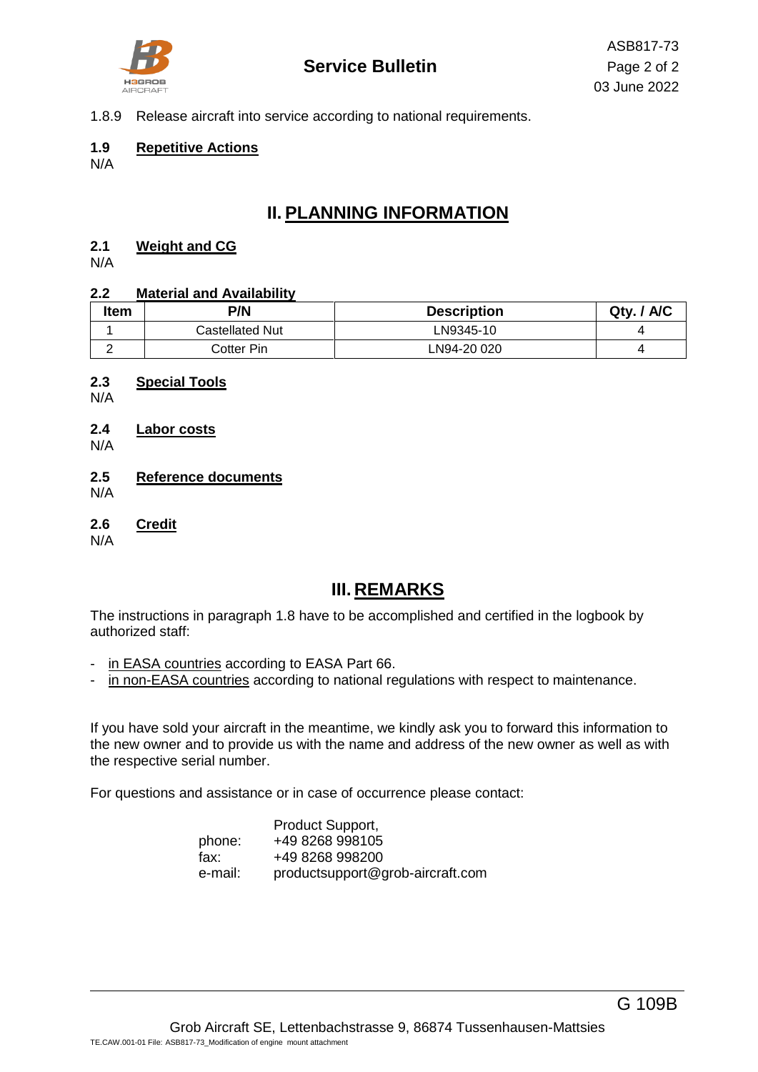1.8.9 Release aircraft into service according to national requirements.

### 1.9 Repetitive Actions

N/A

## II. PLANNING INFORMATION

### 2.1 Weight and CG

N/A

### 2.2 Material and Availability

| Item | P/N | Description | Qty. / A/C |
|---|---|---|---|
| 1 | Castellated Nut | LN9345-10 | 4 |
| 2 | Cotter Pin | LN94-20 020 | 4 |

### 2.3 Special Tools

N/A

### 2.4 Labor costs

N/A

### 2.5 Reference documents

N/A

### 2.6 Credit

N/A

## III. REMARKS

The instructions in paragraph 1.8 have to be accomplished and certified in the logbook by authorized staff:

- in EASA countries according to EASA Part 66.
- in non-EASA countries according to national regulations with respect to maintenance.

If you have sold your aircraft in the meantime, we kindly ask you to forward this information to the new owner and to provide us with the name and address of the new owner as well as with the respective serial number.

For questions and assistance or in case of occurrence please contact:

Product Support,
phone: +49 8268 998105
fax: +49 8268 998200
e-mail: productsupport@grob-aircraft.com